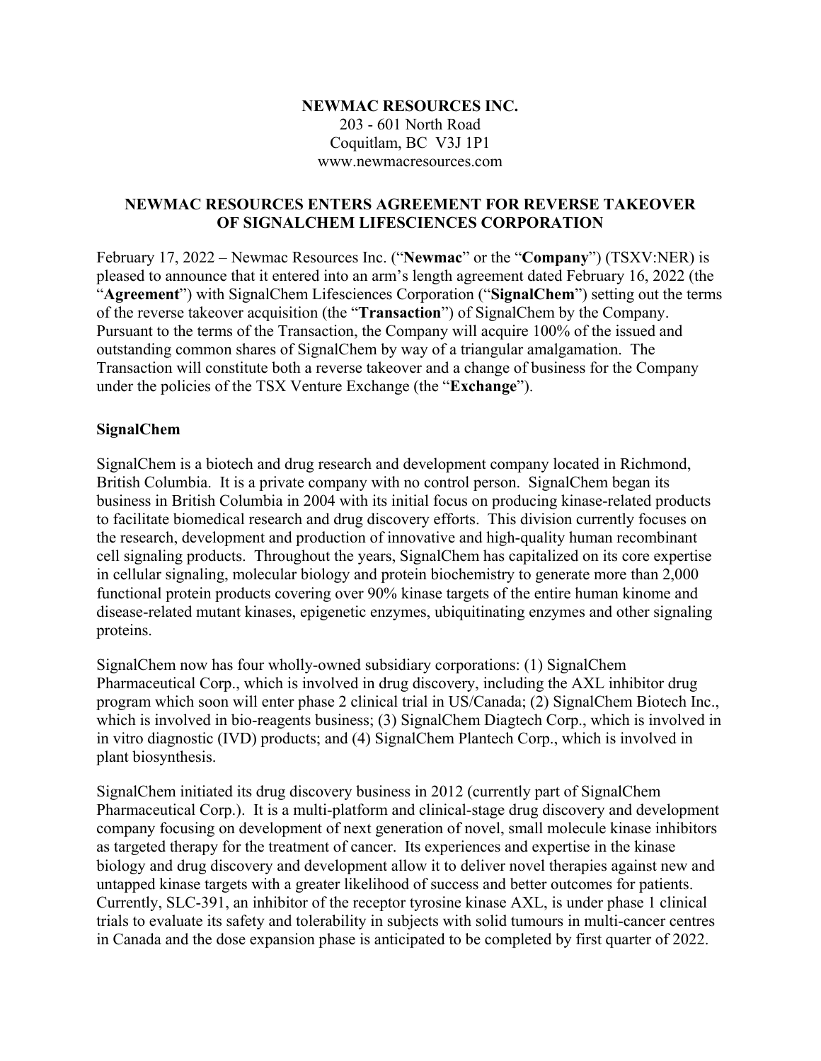**NEWMAC RESOURCES INC.**
203 - 601 North Road
Coquitlam, BC V3J 1P1
www.newmacresources.com

# NEWMAC RESOURCES ENTERS AGREEMENT FOR REVERSE TAKEOVER OF SIGNALCHEM LIFESCIENCES CORPORATION

February 17, 2022 – Newmac Resources Inc. ("**Newmac**" or the "**Company**") (TSXV:NER) is pleased to announce that it entered into an arm's length agreement dated February 16, 2022 (the "**Agreement**") with SignalChem Lifesciences Corporation ("**SignalChem**") setting out the terms of the reverse takeover acquisition (the "**Transaction**") of SignalChem by the Company. Pursuant to the terms of the Transaction, the Company will acquire 100% of the issued and outstanding common shares of SignalChem by way of a triangular amalgamation. The Transaction will constitute both a reverse takeover and a change of business for the Company under the policies of the TSX Venture Exchange (the "**Exchange**").

## SignalChem

SignalChem is a biotech and drug research and development company located in Richmond, British Columbia. It is a private company with no control person. SignalChem began its business in British Columbia in 2004 with its initial focus on producing kinase-related products to facilitate biomedical research and drug discovery efforts. This division currently focuses on the research, development and production of innovative and high-quality human recombinant cell signaling products. Throughout the years, SignalChem has capitalized on its core expertise in cellular signaling, molecular biology and protein biochemistry to generate more than 2,000 functional protein products covering over 90% kinase targets of the entire human kinome and disease-related mutant kinases, epigenetic enzymes, ubiquitinating enzymes and other signaling proteins.

SignalChem now has four wholly-owned subsidiary corporations: (1) SignalChem Pharmaceutical Corp., which is involved in drug discovery, including the AXL inhibitor drug program which soon will enter phase 2 clinical trial in US/Canada; (2) SignalChem Biotech Inc., which is involved in bio-reagents business; (3) SignalChem Diagtech Corp., which is involved in in vitro diagnostic (IVD) products; and (4) SignalChem Plantech Corp., which is involved in plant biosynthesis.

SignalChem initiated its drug discovery business in 2012 (currently part of SignalChem Pharmaceutical Corp.). It is a multi-platform and clinical-stage drug discovery and development company focusing on development of next generation of novel, small molecule kinase inhibitors as targeted therapy for the treatment of cancer. Its experiences and expertise in the kinase biology and drug discovery and development allow it to deliver novel therapies against new and untapped kinase targets with a greater likelihood of success and better outcomes for patients. Currently, SLC-391, an inhibitor of the receptor tyrosine kinase AXL, is under phase 1 clinical trials to evaluate its safety and tolerability in subjects with solid tumours in multi-cancer centres in Canada and the dose expansion phase is anticipated to be completed by first quarter of 2022.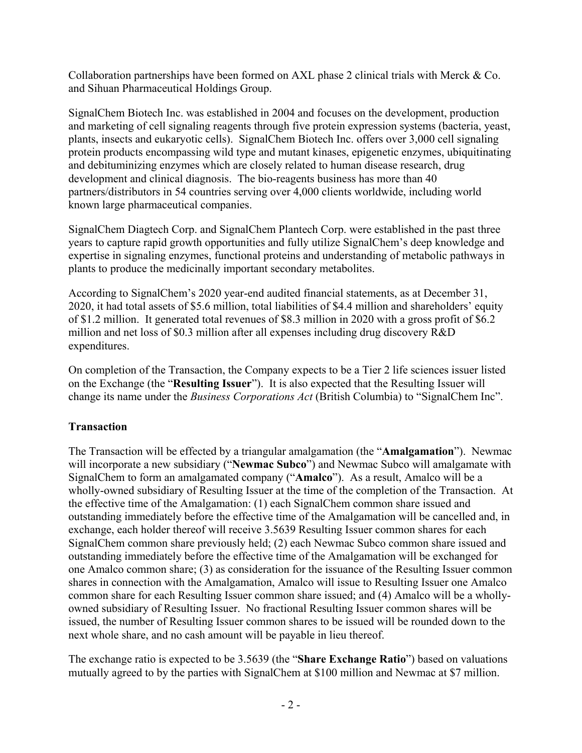Collaboration partnerships have been formed on AXL phase 2 clinical trials with Merck & Co. and Sihuan Pharmaceutical Holdings Group.

SignalChem Biotech Inc. was established in 2004 and focuses on the development, production and marketing of cell signaling reagents through five protein expression systems (bacteria, yeast, plants, insects and eukaryotic cells). SignalChem Biotech Inc. offers over 3,000 cell signaling protein products encompassing wild type and mutant kinases, epigenetic enzymes, ubiquitinating and debituminizing enzymes which are closely related to human disease research, drug development and clinical diagnosis. The bio-reagents business has more than 40 partners/distributors in 54 countries serving over 4,000 clients worldwide, including world known large pharmaceutical companies.

SignalChem Diagtech Corp. and SignalChem Plantech Corp. were established in the past three years to capture rapid growth opportunities and fully utilize SignalChem's deep knowledge and expertise in signaling enzymes, functional proteins and understanding of metabolic pathways in plants to produce the medicinally important secondary metabolites.

According to SignalChem's 2020 year-end audited financial statements, as at December 31, 2020, it had total assets of $5.6 million, total liabilities of $4.4 million and shareholders' equity of $1.2 million. It generated total revenues of $8.3 million in 2020 with a gross profit of $6.2 million and net loss of $0.3 million after all expenses including drug discovery R&D expenditures.

On completion of the Transaction, the Company expects to be a Tier 2 life sciences issuer listed on the Exchange (the "**Resulting Issuer**"). It is also expected that the Resulting Issuer will change its name under the *Business Corporations Act* (British Columbia) to "SignalChem Inc".

## Transaction

The Transaction will be effected by a triangular amalgamation (the "**Amalgamation**"). Newmac will incorporate a new subsidiary ("**Newmac Subco**") and Newmac Subco will amalgamate with SignalChem to form an amalgamated company ("**Amalco**"). As a result, Amalco will be a wholly-owned subsidiary of Resulting Issuer at the time of the completion of the Transaction. At the effective time of the Amalgamation: (1) each SignalChem common share issued and outstanding immediately before the effective time of the Amalgamation will be cancelled and, in exchange, each holder thereof will receive 3.5639 Resulting Issuer common shares for each SignalChem common share previously held; (2) each Newmac Subco common share issued and outstanding immediately before the effective time of the Amalgamation will be exchanged for one Amalco common share; (3) as consideration for the issuance of the Resulting Issuer common shares in connection with the Amalgamation, Amalco will issue to Resulting Issuer one Amalco common share for each Resulting Issuer common share issued; and (4) Amalco will be a wholly-owned subsidiary of Resulting Issuer. No fractional Resulting Issuer common shares will be issued, the number of Resulting Issuer common shares to be issued will be rounded down to the next whole share, and no cash amount will be payable in lieu thereof.

The exchange ratio is expected to be 3.5639 (the "**Share Exchange Ratio**") based on valuations mutually agreed to by the parties with SignalChem at $100 million and Newmac at $7 million.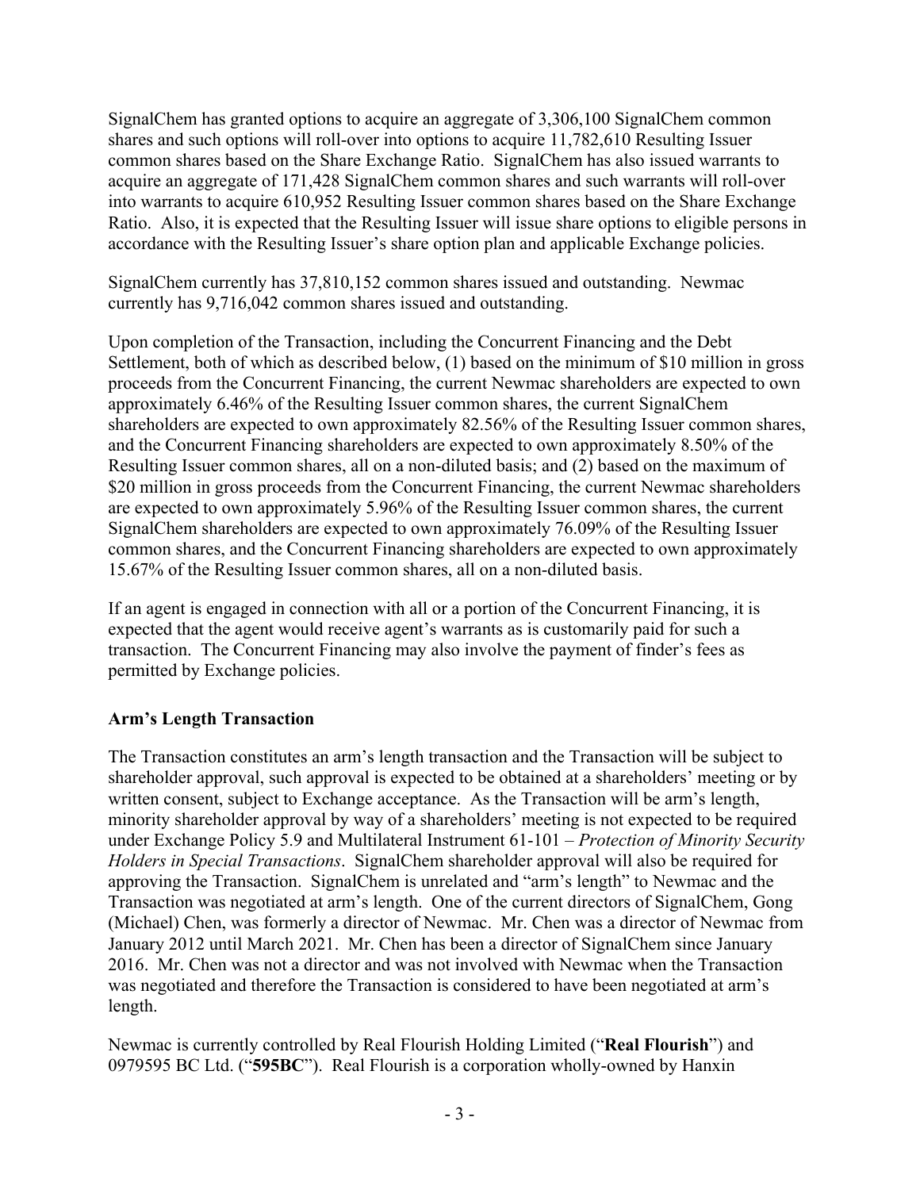SignalChem has granted options to acquire an aggregate of 3,306,100 SignalChem common shares and such options will roll-over into options to acquire 11,782,610 Resulting Issuer common shares based on the Share Exchange Ratio. SignalChem has also issued warrants to acquire an aggregate of 171,428 SignalChem common shares and such warrants will roll-over into warrants to acquire 610,952 Resulting Issuer common shares based on the Share Exchange Ratio. Also, it is expected that the Resulting Issuer will issue share options to eligible persons in accordance with the Resulting Issuer's share option plan and applicable Exchange policies.

SignalChem currently has 37,810,152 common shares issued and outstanding. Newmac currently has 9,716,042 common shares issued and outstanding.

Upon completion of the Transaction, including the Concurrent Financing and the Debt Settlement, both of which as described below, (1) based on the minimum of $10 million in gross proceeds from the Concurrent Financing, the current Newmac shareholders are expected to own approximately 6.46% of the Resulting Issuer common shares, the current SignalChem shareholders are expected to own approximately 82.56% of the Resulting Issuer common shares, and the Concurrent Financing shareholders are expected to own approximately 8.50% of the Resulting Issuer common shares, all on a non-diluted basis; and (2) based on the maximum of $20 million in gross proceeds from the Concurrent Financing, the current Newmac shareholders are expected to own approximately 5.96% of the Resulting Issuer common shares, the current SignalChem shareholders are expected to own approximately 76.09% of the Resulting Issuer common shares, and the Concurrent Financing shareholders are expected to own approximately 15.67% of the Resulting Issuer common shares, all on a non-diluted basis.

If an agent is engaged in connection with all or a portion of the Concurrent Financing, it is expected that the agent would receive agent's warrants as is customarily paid for such a transaction. The Concurrent Financing may also involve the payment of finder's fees as permitted by Exchange policies.

## Arm's Length Transaction

The Transaction constitutes an arm's length transaction and the Transaction will be subject to shareholder approval, such approval is expected to be obtained at a shareholders' meeting or by written consent, subject to Exchange acceptance. As the Transaction will be arm's length, minority shareholder approval by way of a shareholders' meeting is not expected to be required under Exchange Policy 5.9 and Multilateral Instrument 61-101 – *Protection of Minority Security Holders in Special Transactions*. SignalChem shareholder approval will also be required for approving the Transaction. SignalChem is unrelated and "arm's length" to Newmac and the Transaction was negotiated at arm's length. One of the current directors of SignalChem, Gong (Michael) Chen, was formerly a director of Newmac. Mr. Chen was a director of Newmac from January 2012 until March 2021. Mr. Chen has been a director of SignalChem since January 2016. Mr. Chen was not a director and was not involved with Newmac when the Transaction was negotiated and therefore the Transaction is considered to have been negotiated at arm's length.

Newmac is currently controlled by Real Flourish Holding Limited ("**Real Flourish**") and 0979595 BC Ltd. ("**595BC**"). Real Flourish is a corporation wholly-owned by Hanxin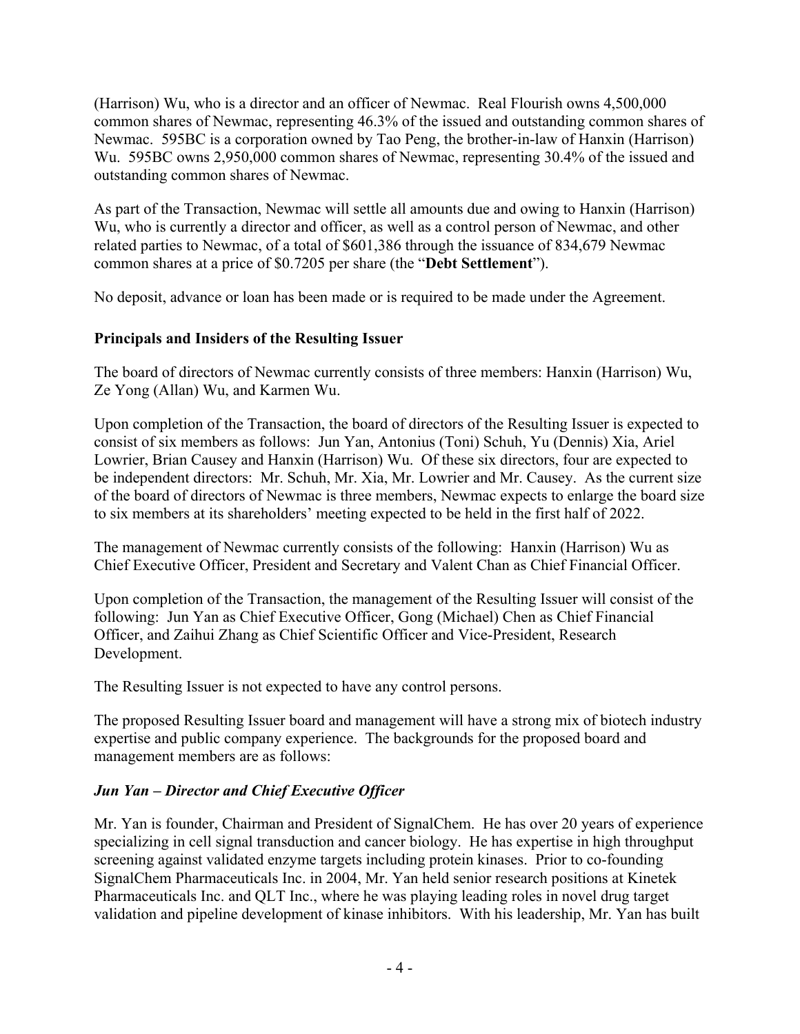(Harrison) Wu, who is a director and an officer of Newmac. Real Flourish owns 4,500,000 common shares of Newmac, representing 46.3% of the issued and outstanding common shares of Newmac. 595BC is a corporation owned by Tao Peng, the brother-in-law of Hanxin (Harrison) Wu. 595BC owns 2,950,000 common shares of Newmac, representing 30.4% of the issued and outstanding common shares of Newmac.

As part of the Transaction, Newmac will settle all amounts due and owing to Hanxin (Harrison) Wu, who is currently a director and officer, as well as a control person of Newmac, and other related parties to Newmac, of a total of $601,386 through the issuance of 834,679 Newmac common shares at a price of $0.7205 per share (the "**Debt Settlement**").

No deposit, advance or loan has been made or is required to be made under the Agreement.

### Principals and Insiders of the Resulting Issuer

The board of directors of Newmac currently consists of three members: Hanxin (Harrison) Wu, Ze Yong (Allan) Wu, and Karmen Wu.

Upon completion of the Transaction, the board of directors of the Resulting Issuer is expected to consist of six members as follows: Jun Yan, Antonius (Toni) Schuh, Yu (Dennis) Xia, Ariel Lowrier, Brian Causey and Hanxin (Harrison) Wu. Of these six directors, four are expected to be independent directors: Mr. Schuh, Mr. Xia, Mr. Lowrier and Mr. Causey. As the current size of the board of directors of Newmac is three members, Newmac expects to enlarge the board size to six members at its shareholders' meeting expected to be held in the first half of 2022.

The management of Newmac currently consists of the following: Hanxin (Harrison) Wu as Chief Executive Officer, President and Secretary and Valent Chan as Chief Financial Officer.

Upon completion of the Transaction, the management of the Resulting Issuer will consist of the following: Jun Yan as Chief Executive Officer, Gong (Michael) Chen as Chief Financial Officer, and Zaihui Zhang as Chief Scientific Officer and Vice-President, Research Development.

The Resulting Issuer is not expected to have any control persons.

The proposed Resulting Issuer board and management will have a strong mix of biotech industry expertise and public company experience. The backgrounds for the proposed board and management members are as follows:

#### *Jun Yan – Director and Chief Executive Officer*

Mr. Yan is founder, Chairman and President of SignalChem. He has over 20 years of experience specializing in cell signal transduction and cancer biology. He has expertise in high throughput screening against validated enzyme targets including protein kinases. Prior to co-founding SignalChem Pharmaceuticals Inc. in 2004, Mr. Yan held senior research positions at Kinetek Pharmaceuticals Inc. and QLT Inc., where he was playing leading roles in novel drug target validation and pipeline development of kinase inhibitors. With his leadership, Mr. Yan has built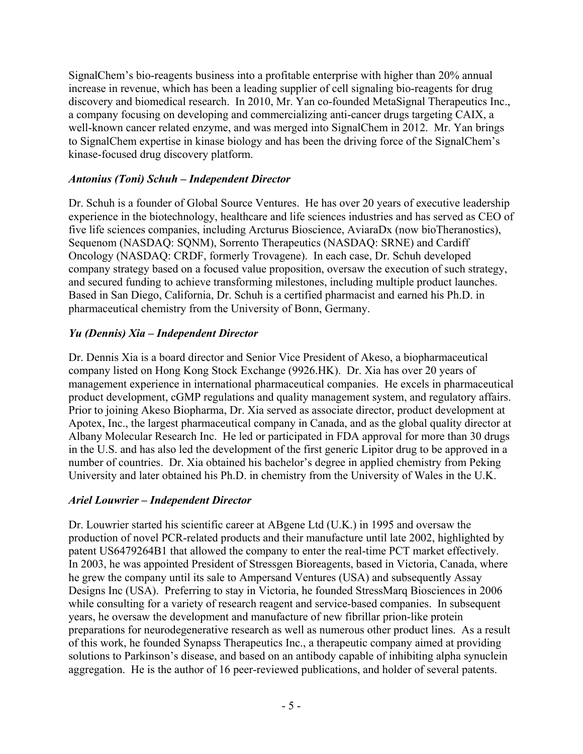SignalChem's bio-reagents business into a profitable enterprise with higher than 20% annual increase in revenue, which has been a leading supplier of cell signaling bio-reagents for drug discovery and biomedical research. In 2010, Mr. Yan co-founded MetaSignal Therapeutics Inc., a company focusing on developing and commercializing anti-cancer drugs targeting CAIX, a well-known cancer related enzyme, and was merged into SignalChem in 2012. Mr. Yan brings to SignalChem expertise in kinase biology and has been the driving force of the SignalChem's kinase-focused drug discovery platform.

***Antonius (Toni) Schuh – Independent Director***

Dr. Schuh is a founder of Global Source Ventures. He has over 20 years of executive leadership experience in the biotechnology, healthcare and life sciences industries and has served as CEO of five life sciences companies, including Arcturus Bioscience, AviaraDx (now bioTheranostics), Sequenom (NASDAQ: SQNM), Sorrento Therapeutics (NASDAQ: SRNE) and Cardiff Oncology (NASDAQ: CRDF, formerly Trovagene). In each case, Dr. Schuh developed company strategy based on a focused value proposition, oversaw the execution of such strategy, and secured funding to achieve transforming milestones, including multiple product launches. Based in San Diego, California, Dr. Schuh is a certified pharmacist and earned his Ph.D. in pharmaceutical chemistry from the University of Bonn, Germany.

***Yu (Dennis) Xia – Independent Director***

Dr. Dennis Xia is a board director and Senior Vice President of Akeso, a biopharmaceutical company listed on Hong Kong Stock Exchange (9926.HK). Dr. Xia has over 20 years of management experience in international pharmaceutical companies. He excels in pharmaceutical product development, cGMP regulations and quality management system, and regulatory affairs. Prior to joining Akeso Biopharma, Dr. Xia served as associate director, product development at Apotex, Inc., the largest pharmaceutical company in Canada, and as the global quality director at Albany Molecular Research Inc. He led or participated in FDA approval for more than 30 drugs in the U.S. and has also led the development of the first generic Lipitor drug to be approved in a number of countries. Dr. Xia obtained his bachelor's degree in applied chemistry from Peking University and later obtained his Ph.D. in chemistry from the University of Wales in the U.K.

***Ariel Louwrier – Independent Director***

Dr. Louwrier started his scientific career at ABgene Ltd (U.K.) in 1995 and oversaw the production of novel PCR-related products and their manufacture until late 2002, highlighted by patent US6479264B1 that allowed the company to enter the real-time PCT market effectively. In 2003, he was appointed President of Stressgen Bioreagents, based in Victoria, Canada, where he grew the company until its sale to Ampersand Ventures (USA) and subsequently Assay Designs Inc (USA). Preferring to stay in Victoria, he founded StressMarq Biosciences in 2006 while consulting for a variety of research reagent and service-based companies. In subsequent years, he oversaw the development and manufacture of new fibrillar prion-like protein preparations for neurodegenerative research as well as numerous other product lines. As a result of this work, he founded Synapss Therapeutics Inc., a therapeutic company aimed at providing solutions to Parkinson's disease, and based on an antibody capable of inhibiting alpha synuclein aggregation. He is the author of 16 peer-reviewed publications, and holder of several patents.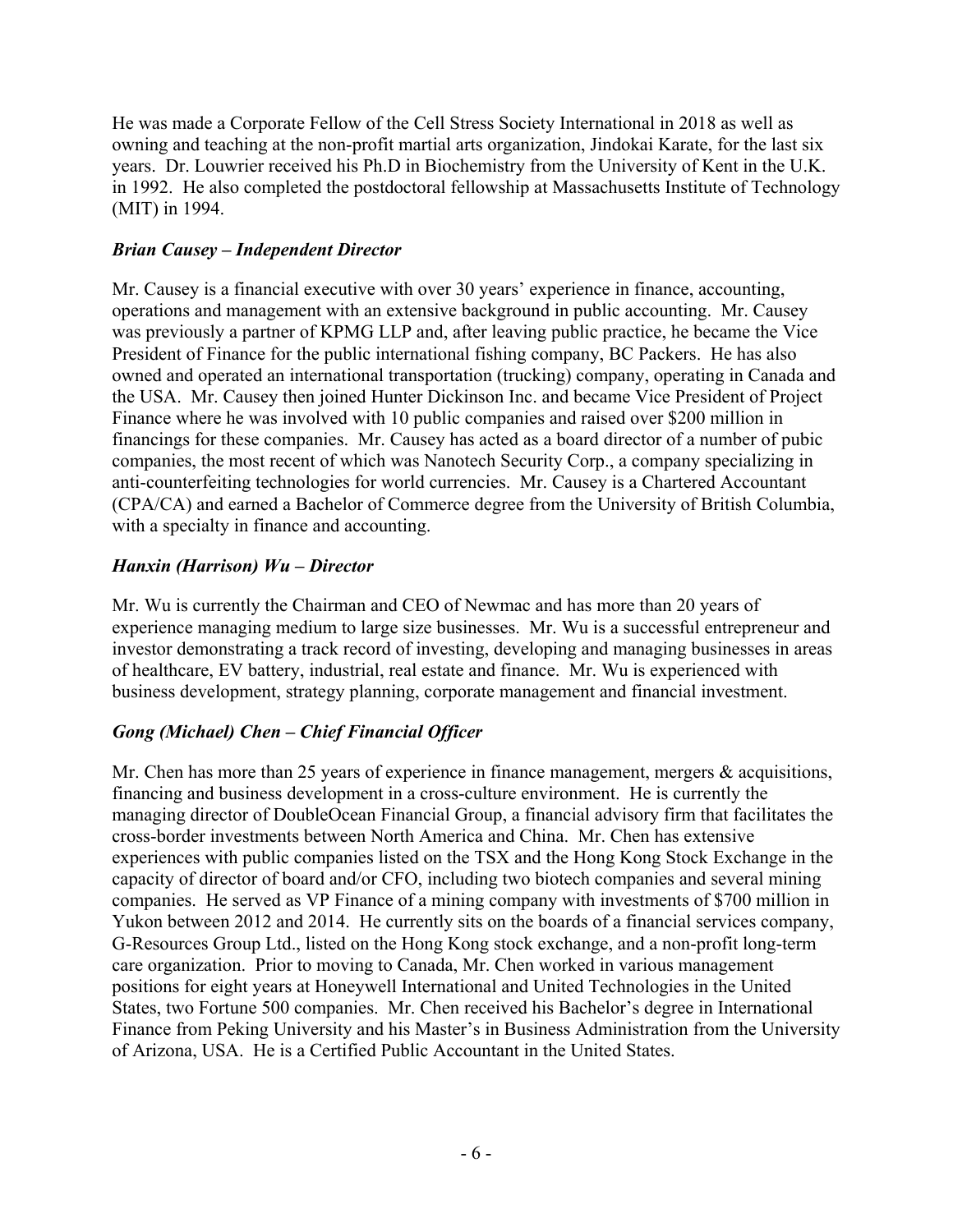He was made a Corporate Fellow of the Cell Stress Society International in 2018 as well as owning and teaching at the non-profit martial arts organization, Jindokai Karate, for the last six years. Dr. Louwrier received his Ph.D in Biochemistry from the University of Kent in the U.K. in 1992. He also completed the postdoctoral fellowship at Massachusetts Institute of Technology (MIT) in 1994.

***Brian Causey – Independent Director***

Mr. Causey is a financial executive with over 30 years' experience in finance, accounting, operations and management with an extensive background in public accounting. Mr. Causey was previously a partner of KPMG LLP and, after leaving public practice, he became the Vice President of Finance for the public international fishing company, BC Packers. He has also owned and operated an international transportation (trucking) company, operating in Canada and the USA. Mr. Causey then joined Hunter Dickinson Inc. and became Vice President of Project Finance where he was involved with 10 public companies and raised over $200 million in financings for these companies. Mr. Causey has acted as a board director of a number of pubic companies, the most recent of which was Nanotech Security Corp., a company specializing in anti-counterfeiting technologies for world currencies. Mr. Causey is a Chartered Accountant (CPA/CA) and earned a Bachelor of Commerce degree from the University of British Columbia, with a specialty in finance and accounting.

***Hanxin (Harrison) Wu – Director***

Mr. Wu is currently the Chairman and CEO of Newmac and has more than 20 years of experience managing medium to large size businesses. Mr. Wu is a successful entrepreneur and investor demonstrating a track record of investing, developing and managing businesses in areas of healthcare, EV battery, industrial, real estate and finance. Mr. Wu is experienced with business development, strategy planning, corporate management and financial investment.

***Gong (Michael) Chen – Chief Financial Officer***

Mr. Chen has more than 25 years of experience in finance management, mergers & acquisitions, financing and business development in a cross-culture environment. He is currently the managing director of DoubleOcean Financial Group, a financial advisory firm that facilitates the cross-border investments between North America and China. Mr. Chen has extensive experiences with public companies listed on the TSX and the Hong Kong Stock Exchange in the capacity of director of board and/or CFO, including two biotech companies and several mining companies. He served as VP Finance of a mining company with investments of $700 million in Yukon between 2012 and 2014. He currently sits on the boards of a financial services company, G-Resources Group Ltd., listed on the Hong Kong stock exchange, and a non-profit long-term care organization. Prior to moving to Canada, Mr. Chen worked in various management positions for eight years at Honeywell International and United Technologies in the United States, two Fortune 500 companies. Mr. Chen received his Bachelor's degree in International Finance from Peking University and his Master's in Business Administration from the University of Arizona, USA. He is a Certified Public Accountant in the United States.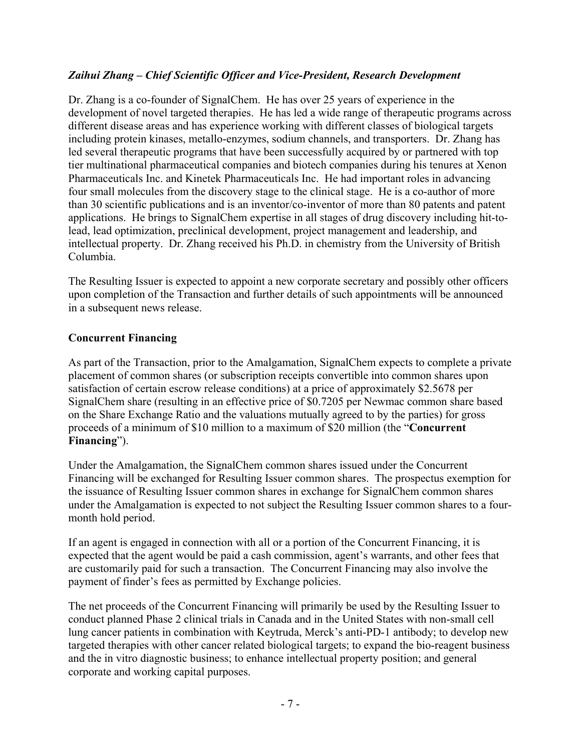***Zaihui Zhang – Chief Scientific Officer and Vice-President, Research Development***

Dr. Zhang is a co-founder of SignalChem. He has over 25 years of experience in the development of novel targeted therapies. He has led a wide range of therapeutic programs across different disease areas and has experience working with different classes of biological targets including protein kinases, metallo-enzymes, sodium channels, and transporters. Dr. Zhang has led several therapeutic programs that have been successfully acquired by or partnered with top tier multinational pharmaceutical companies and biotech companies during his tenures at Xenon Pharmaceuticals Inc. and Kinetek Pharmaceuticals Inc. He had important roles in advancing four small molecules from the discovery stage to the clinical stage. He is a co-author of more than 30 scientific publications and is an inventor/co-inventor of more than 80 patents and patent applications. He brings to SignalChem expertise in all stages of drug discovery including hit-to-lead, lead optimization, preclinical development, project management and leadership, and intellectual property. Dr. Zhang received his Ph.D. in chemistry from the University of British Columbia.

The Resulting Issuer is expected to appoint a new corporate secretary and possibly other officers upon completion of the Transaction and further details of such appointments will be announced in a subsequent news release.

**Concurrent Financing**

As part of the Transaction, prior to the Amalgamation, SignalChem expects to complete a private placement of common shares (or subscription receipts convertible into common shares upon satisfaction of certain escrow release conditions) at a price of approximately $2.5678 per SignalChem share (resulting in an effective price of $0.7205 per Newmac common share based on the Share Exchange Ratio and the valuations mutually agreed to by the parties) for gross proceeds of a minimum of $10 million to a maximum of $20 million (the "**Concurrent Financing**").

Under the Amalgamation, the SignalChem common shares issued under the Concurrent Financing will be exchanged for Resulting Issuer common shares. The prospectus exemption for the issuance of Resulting Issuer common shares in exchange for SignalChem common shares under the Amalgamation is expected to not subject the Resulting Issuer common shares to a four-month hold period.

If an agent is engaged in connection with all or a portion of the Concurrent Financing, it is expected that the agent would be paid a cash commission, agent's warrants, and other fees that are customarily paid for such a transaction. The Concurrent Financing may also involve the payment of finder's fees as permitted by Exchange policies.

The net proceeds of the Concurrent Financing will primarily be used by the Resulting Issuer to conduct planned Phase 2 clinical trials in Canada and in the United States with non-small cell lung cancer patients in combination with Keytruda, Merck's anti-PD-1 antibody; to develop new targeted therapies with other cancer related biological targets; to expand the bio-reagent business and the in vitro diagnostic business; to enhance intellectual property position; and general corporate and working capital purposes.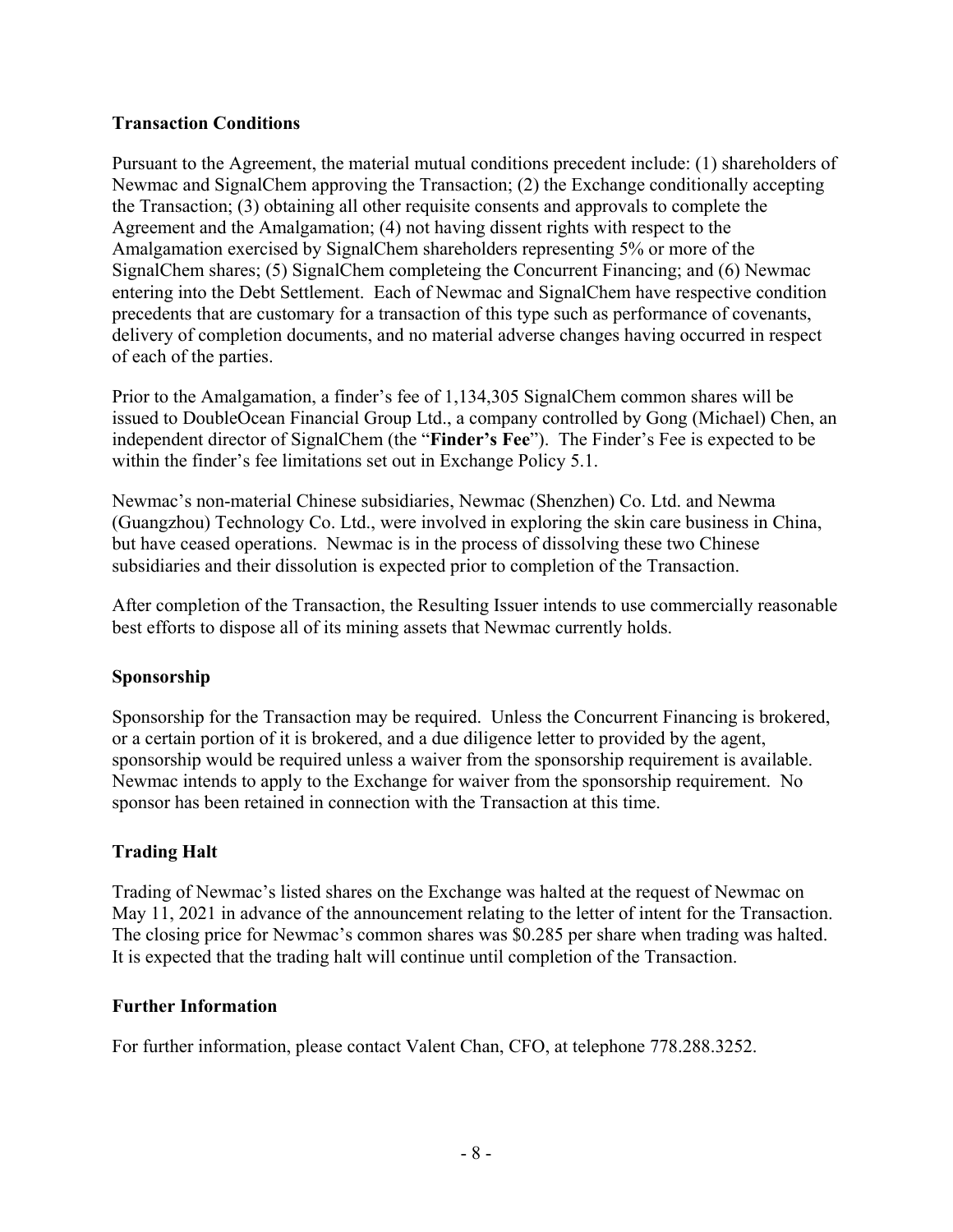## Transaction Conditions

Pursuant to the Agreement, the material mutual conditions precedent include: (1) shareholders of Newmac and SignalChem approving the Transaction; (2) the Exchange conditionally accepting the Transaction; (3) obtaining all other requisite consents and approvals to complete the Agreement and the Amalgamation; (4) not having dissent rights with respect to the Amalgamation exercised by SignalChem shareholders representing 5% or more of the SignalChem shares; (5) SignalChem completeing the Concurrent Financing; and (6) Newmac entering into the Debt Settlement. Each of Newmac and SignalChem have respective condition precedents that are customary for a transaction of this type such as performance of covenants, delivery of completion documents, and no material adverse changes having occurred in respect of each of the parties.

Prior to the Amalgamation, a finder's fee of 1,134,305 SignalChem common shares will be issued to DoubleOcean Financial Group Ltd., a company controlled by Gong (Michael) Chen, an independent director of SignalChem (the "**Finder's Fee**"). The Finder's Fee is expected to be within the finder's fee limitations set out in Exchange Policy 5.1.

Newmac's non-material Chinese subsidiaries, Newmac (Shenzhen) Co. Ltd. and Newma (Guangzhou) Technology Co. Ltd., were involved in exploring the skin care business in China, but have ceased operations. Newmac is in the process of dissolving these two Chinese subsidiaries and their dissolution is expected prior to completion of the Transaction.

After completion of the Transaction, the Resulting Issuer intends to use commercially reasonable best efforts to dispose all of its mining assets that Newmac currently holds.

## Sponsorship

Sponsorship for the Transaction may be required. Unless the Concurrent Financing is brokered, or a certain portion of it is brokered, and a due diligence letter to provided by the agent, sponsorship would be required unless a waiver from the sponsorship requirement is available. Newmac intends to apply to the Exchange for waiver from the sponsorship requirement. No sponsor has been retained in connection with the Transaction at this time.

## Trading Halt

Trading of Newmac's listed shares on the Exchange was halted at the request of Newmac on May 11, 2021 in advance of the announcement relating to the letter of intent for the Transaction. The closing price for Newmac's common shares was $0.285 per share when trading was halted. It is expected that the trading halt will continue until completion of the Transaction.

## Further Information

For further information, please contact Valent Chan, CFO, at telephone 778.288.3252.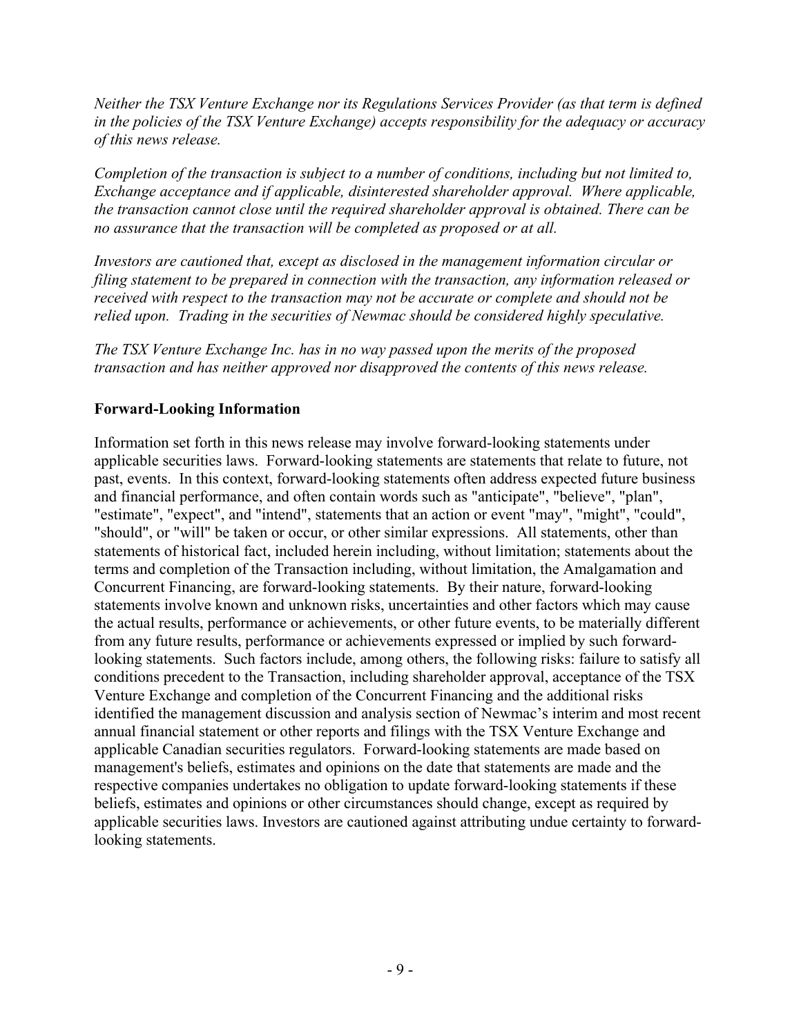*Neither the TSX Venture Exchange nor its Regulations Services Provider (as that term is defined in the policies of the TSX Venture Exchange) accepts responsibility for the adequacy or accuracy of this news release.*

*Completion of the transaction is subject to a number of conditions, including but not limited to, Exchange acceptance and if applicable, disinterested shareholder approval. Where applicable, the transaction cannot close until the required shareholder approval is obtained. There can be no assurance that the transaction will be completed as proposed or at all.*

*Investors are cautioned that, except as disclosed in the management information circular or filing statement to be prepared in connection with the transaction, any information released or received with respect to the transaction may not be accurate or complete and should not be relied upon. Trading in the securities of Newmac should be considered highly speculative.*

*The TSX Venture Exchange Inc. has in no way passed upon the merits of the proposed transaction and has neither approved nor disapproved the contents of this news release.*

**Forward-Looking Information**

Information set forth in this news release may involve forward-looking statements under applicable securities laws. Forward-looking statements are statements that relate to future, not past, events. In this context, forward-looking statements often address expected future business and financial performance, and often contain words such as "anticipate", "believe", "plan", "estimate", "expect", and "intend", statements that an action or event "may", "might", "could", "should", or "will" be taken or occur, or other similar expressions. All statements, other than statements of historical fact, included herein including, without limitation; statements about the terms and completion of the Transaction including, without limitation, the Amalgamation and Concurrent Financing, are forward-looking statements. By their nature, forward-looking statements involve known and unknown risks, uncertainties and other factors which may cause the actual results, performance or achievements, or other future events, to be materially different from any future results, performance or achievements expressed or implied by such forward-looking statements. Such factors include, among others, the following risks: failure to satisfy all conditions precedent to the Transaction, including shareholder approval, acceptance of the TSX Venture Exchange and completion of the Concurrent Financing and the additional risks identified the management discussion and analysis section of Newmac's interim and most recent annual financial statement or other reports and filings with the TSX Venture Exchange and applicable Canadian securities regulators. Forward-looking statements are made based on management's beliefs, estimates and opinions on the date that statements are made and the respective companies undertakes no obligation to update forward-looking statements if these beliefs, estimates and opinions or other circumstances should change, except as required by applicable securities laws. Investors are cautioned against attributing undue certainty to forward-looking statements.